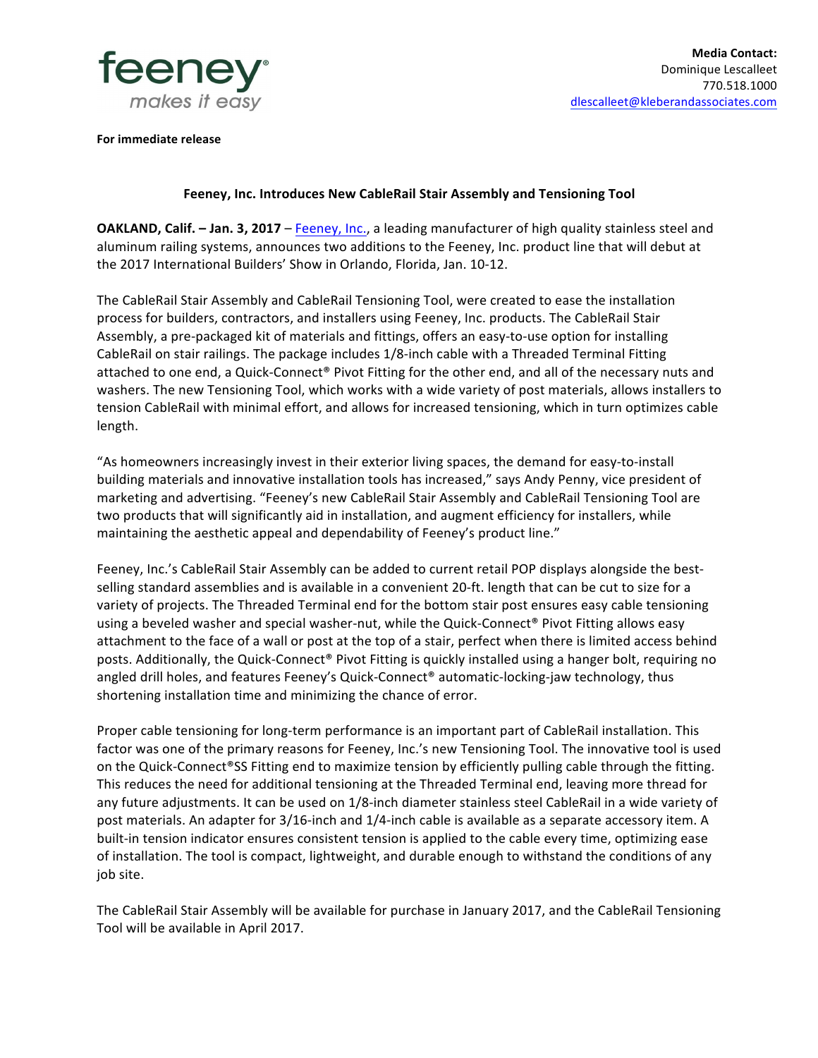feeney®
*makes it easy*

**Media Contact:**
Dominique Lescalleet
770.518.1000
dlescalleet@kleberandassociates.com

**For immediate release**

**Feeney, Inc. Introduces New CableRail Stair Assembly and Tensioning Tool**

**OAKLAND, Calif. – Jan. 3, 2017** – Feeney, Inc., a leading manufacturer of high quality stainless steel and aluminum railing systems, announces two additions to the Feeney, Inc. product line that will debut at the 2017 International Builders' Show in Orlando, Florida, Jan. 10-12.

The CableRail Stair Assembly and CableRail Tensioning Tool, were created to ease the installation process for builders, contractors, and installers using Feeney, Inc. products. The CableRail Stair Assembly, a pre-packaged kit of materials and fittings, offers an easy-to-use option for installing CableRail on stair railings. The package includes 1/8-inch cable with a Threaded Terminal Fitting attached to one end, a Quick-Connect® Pivot Fitting for the other end, and all of the necessary nuts and washers. The new Tensioning Tool, which works with a wide variety of post materials, allows installers to tension CableRail with minimal effort, and allows for increased tensioning, which in turn optimizes cable length.

"As homeowners increasingly invest in their exterior living spaces, the demand for easy-to-install building materials and innovative installation tools has increased," says Andy Penny, vice president of marketing and advertising. "Feeney's new CableRail Stair Assembly and CableRail Tensioning Tool are two products that will significantly aid in installation, and augment efficiency for installers, while maintaining the aesthetic appeal and dependability of Feeney's product line."

Feeney, Inc.'s CableRail Stair Assembly can be added to current retail POP displays alongside the best-selling standard assemblies and is available in a convenient 20-ft. length that can be cut to size for a variety of projects. The Threaded Terminal end for the bottom stair post ensures easy cable tensioning using a beveled washer and special washer-nut, while the Quick-Connect® Pivot Fitting allows easy attachment to the face of a wall or post at the top of a stair, perfect when there is limited access behind posts. Additionally, the Quick-Connect® Pivot Fitting is quickly installed using a hanger bolt, requiring no angled drill holes, and features Feeney's Quick-Connect® automatic-locking-jaw technology, thus shortening installation time and minimizing the chance of error.

Proper cable tensioning for long-term performance is an important part of CableRail installation. This factor was one of the primary reasons for Feeney, Inc.'s new Tensioning Tool. The innovative tool is used on the Quick-Connect®SS Fitting end to maximize tension by efficiently pulling cable through the fitting. This reduces the need for additional tensioning at the Threaded Terminal end, leaving more thread for any future adjustments. It can be used on 1/8-inch diameter stainless steel CableRail in a wide variety of post materials. An adapter for 3/16-inch and 1/4-inch cable is available as a separate accessory item. A built-in tension indicator ensures consistent tension is applied to the cable every time, optimizing ease of installation. The tool is compact, lightweight, and durable enough to withstand the conditions of any job site.

The CableRail Stair Assembly will be available for purchase in January 2017, and the CableRail Tensioning Tool will be available in April 2017.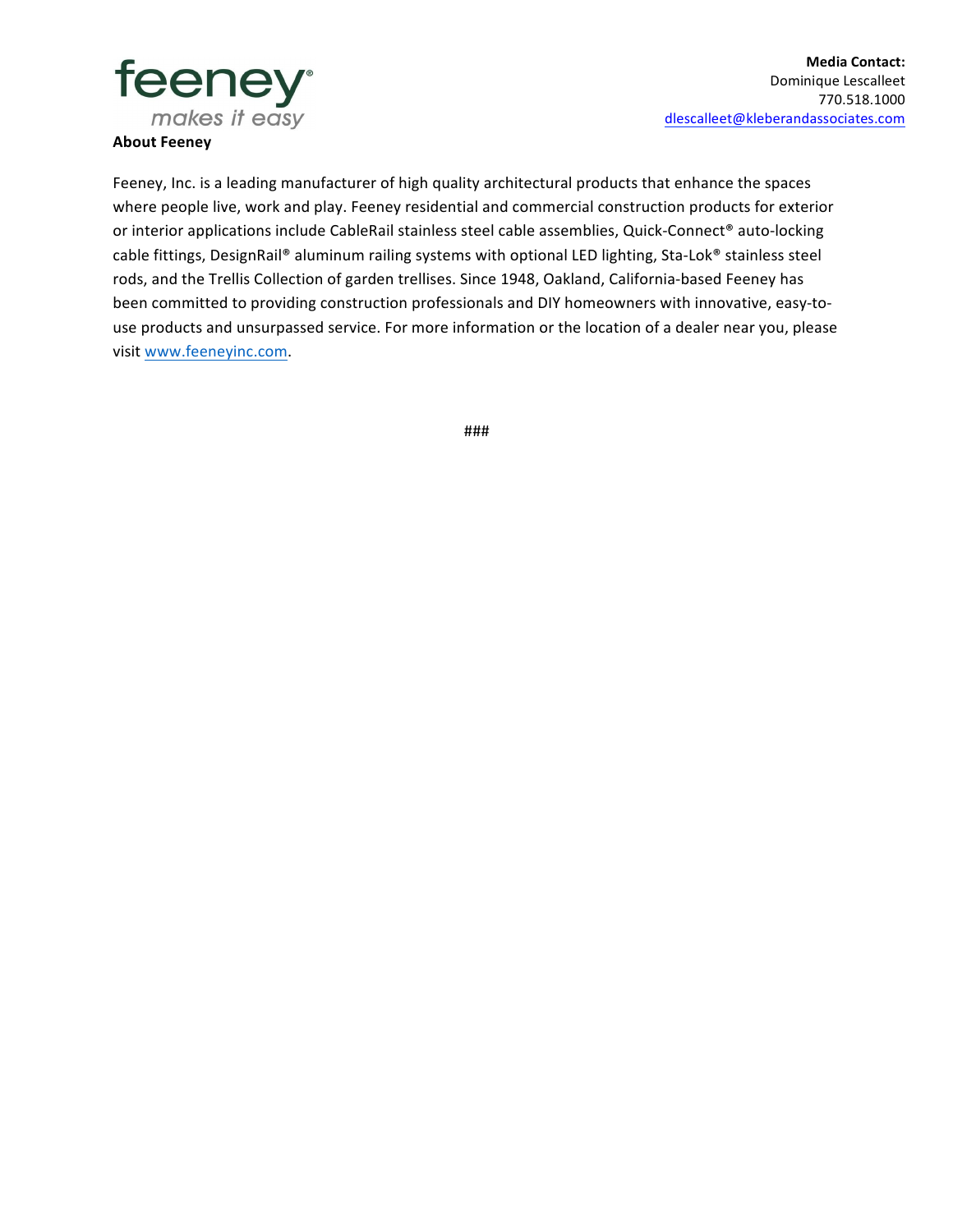**Media Contact:**
Dominique Lescalleet
770.518.1000
dlescalleet@kleberandassociates.com

feeney
*makes it easy*

**About Feeney**

Feeney, Inc. is a leading manufacturer of high quality architectural products that enhance the spaces where people live, work and play. Feeney residential and commercial construction products for exterior or interior applications include CableRail stainless steel cable assemblies, Quick-Connect® auto-locking cable fittings, DesignRail® aluminum railing systems with optional LED lighting, Sta-Lok® stainless steel rods, and the Trellis Collection of garden trellises. Since 1948, Oakland, California-based Feeney has been committed to providing construction professionals and DIY homeowners with innovative, easy-to-use products and unsurpassed service. For more information or the location of a dealer near you, please visit www.feeneyinc.com.

###